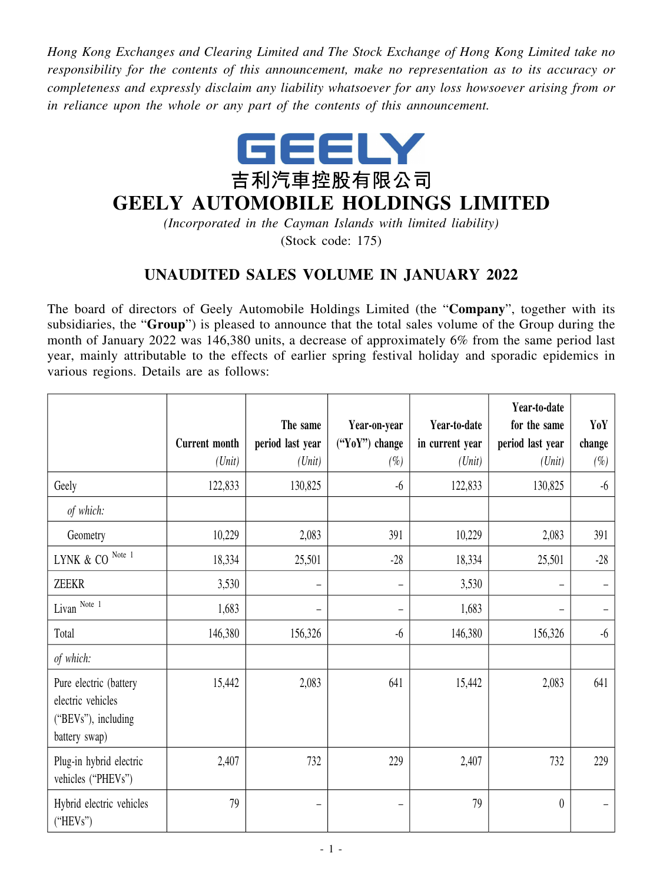*Hong Kong Exchanges and Clearing Limited and The Stock Exchange of Hong Kong Limited take no responsibility for the contents of this announcement, make no representation as to its accuracy or completeness and expressly disclaim any liability whatsoever for any loss howsoever arising from or in reliance upon the whole or any part of the contents of this announcement.*

GEELY

吉利汽車控股有限公司

# GEELY AUTOMOBILE HOLDINGS LIMITED

*(Incorporated in the Cayman Islands with limited liability)*

(Stock code: 175)

## UNAUDITED SALES VOLUME IN JANUARY 2022

The board of directors of Geely Automobile Holdings Limited (the "**Company**", together with its subsidiaries, the "**Group**") is pleased to announce that the total sales volume of the Group during the month of January 2022 was 146,380 units, a decrease of approximately 6% from the same period last year, mainly attributable to the effects of earlier spring festival holiday and sporadic epidemics in various regions. Details are as follows:

| | Current month *(Unit)* | The same period last year *(Unit)* | Year-on-year ("YoY") change *(%)* | Year-to-date in current year *(Unit)* | Year-to-date for the same period last year *(Unit)* | YoY change *(%)* |
|---|---|---|---|---|---|---|
| Geely | 122,833 | 130,825 | -6 | 122,833 | 130,825 | -6 |
| *of which:* | | | | | | |
| Geometry | 10,229 | 2,083 | 391 | 10,229 | 2,083 | 391 |
| LYNK & CO Note 1 | 18,334 | 25,501 | -28 | 18,334 | 25,501 | -28 |
| ZEEKR | 3,530 | – | – | 3,530 | – | – |
| Livan Note 1 | 1,683 | – | – | 1,683 | – | – |
| Total | 146,380 | 156,326 | -6 | 146,380 | 156,326 | -6 |
| *of which:* | | | | | | |
| Pure electric (battery electric vehicles ("BEVs"), including battery swap) | 15,442 | 2,083 | 641 | 15,442 | 2,083 | 641 |
| Plug-in hybrid electric vehicles ("PHEVs") | 2,407 | 732 | 229 | 2,407 | 732 | 229 |
| Hybrid electric vehicles ("HEVs") | 79 | – | – | 79 | 0 | – |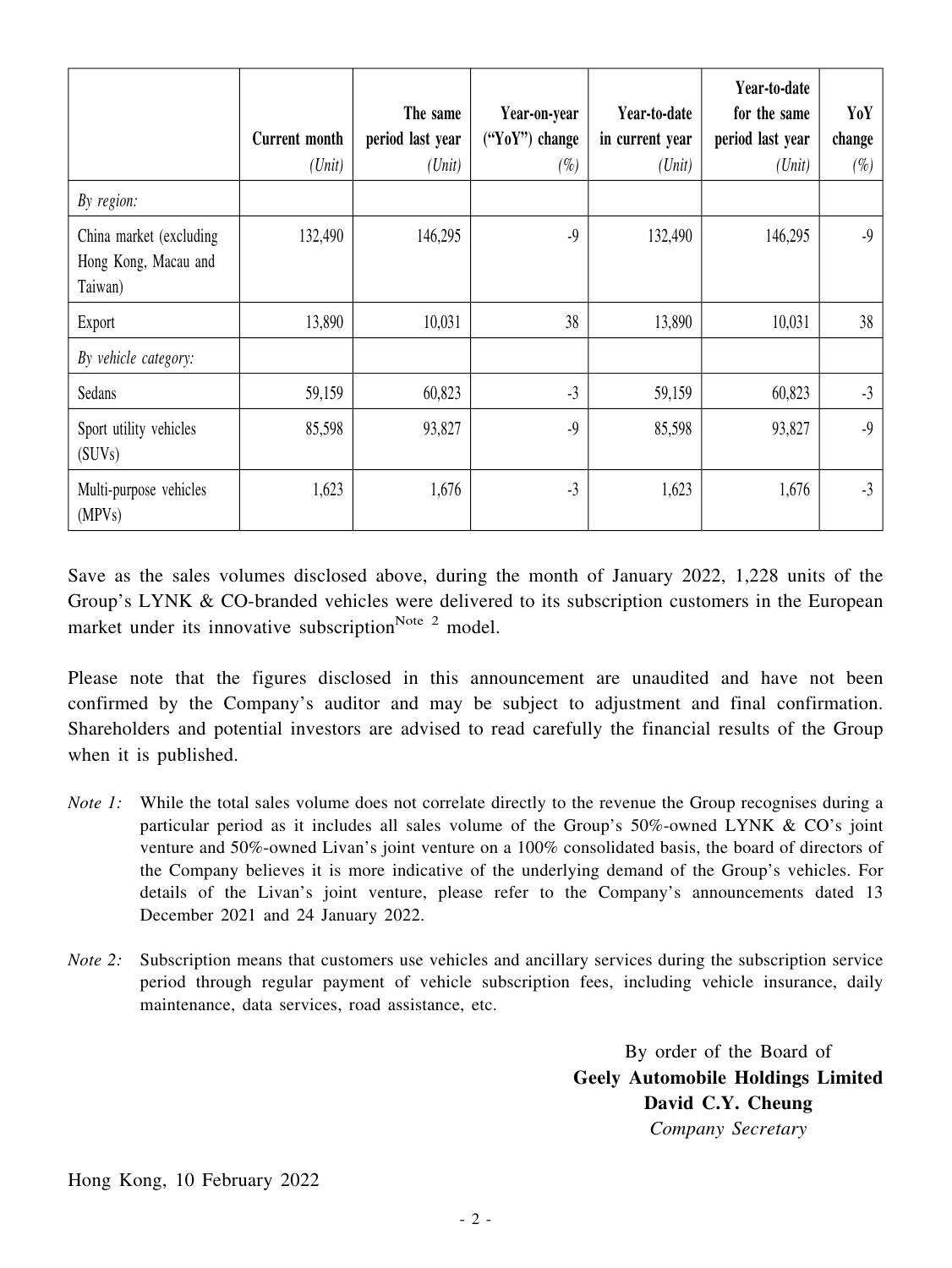| | Current month *(Unit)* | The same period last year *(Unit)* | Year-on-year ("YoY") change *(%)* | Year-to-date in current year *(Unit)* | Year-to-date for the same period last year *(Unit)* | YoY change *(%)* |
|---|---|---|---|---|---|---|
| *By region:* | | | | | | |
| China market (excluding Hong Kong, Macau and Taiwan) | 132,490 | 146,295 | -9 | 132,490 | 146,295 | -9 |
| Export | 13,890 | 10,031 | 38 | 13,890 | 10,031 | 38 |
| *By vehicle category:* | | | | | | |
| Sedans | 59,159 | 60,823 | -3 | 59,159 | 60,823 | -3 |
| Sport utility vehicles (SUVs) | 85,598 | 93,827 | -9 | 85,598 | 93,827 | -9 |
| Multi-purpose vehicles (MPVs) | 1,623 | 1,676 | -3 | 1,623 | 1,676 | -3 |

Save as the sales volumes disclosed above, during the month of January 2022, 1,228 units of the Group's LYNK & CO-branded vehicles were delivered to its subscription customers in the European market under its innovative subscription[Note 2] model.

Please note that the figures disclosed in this announcement are unaudited and have not been confirmed by the Company's auditor and may be subject to adjustment and final confirmation. Shareholders and potential investors are advised to read carefully the financial results of the Group when it is published.

*Note 1:* While the total sales volume does not correlate directly to the revenue the Group recognises during a particular period as it includes all sales volume of the Group's 50%-owned LYNK & CO's joint venture and 50%-owned Livan's joint venture on a 100% consolidated basis, the board of directors of the Company believes it is more indicative of the underlying demand of the Group's vehicles. For details of the Livan's joint venture, please refer to the Company's announcements dated 13 December 2021 and 24 January 2022.

*Note 2:* Subscription means that customers use vehicles and ancillary services during the subscription service period through regular payment of vehicle subscription fees, including vehicle insurance, daily maintenance, data services, road assistance, etc.

By order of the Board of
**Geely Automobile Holdings Limited**
**David C.Y. Cheung**
*Company Secretary*

Hong Kong, 10 February 2022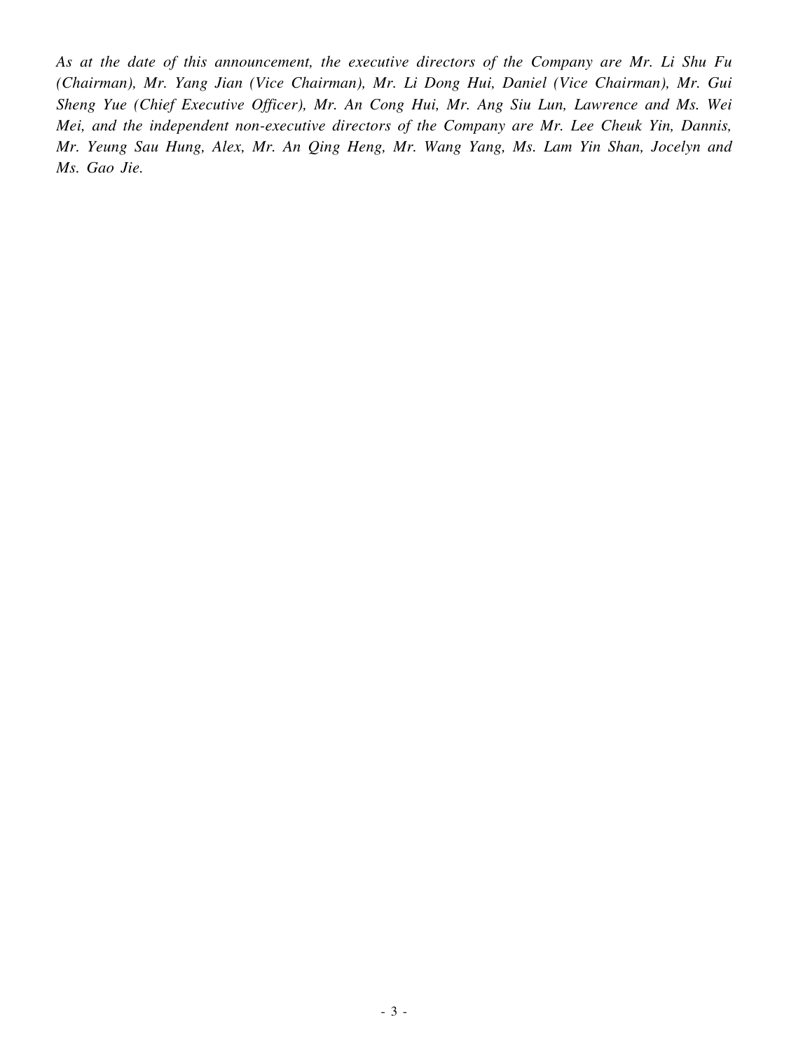*As at the date of this announcement, the executive directors of the Company are Mr. Li Shu Fu (Chairman), Mr. Yang Jian (Vice Chairman), Mr. Li Dong Hui, Daniel (Vice Chairman), Mr. Gui Sheng Yue (Chief Executive Officer), Mr. An Cong Hui, Mr. Ang Siu Lun, Lawrence and Ms. Wei Mei, and the independent non-executive directors of the Company are Mr. Lee Cheuk Yin, Dannis, Mr. Yeung Sau Hung, Alex, Mr. An Qing Heng, Mr. Wang Yang, Ms. Lam Yin Shan, Jocelyn and Ms. Gao Jie.*